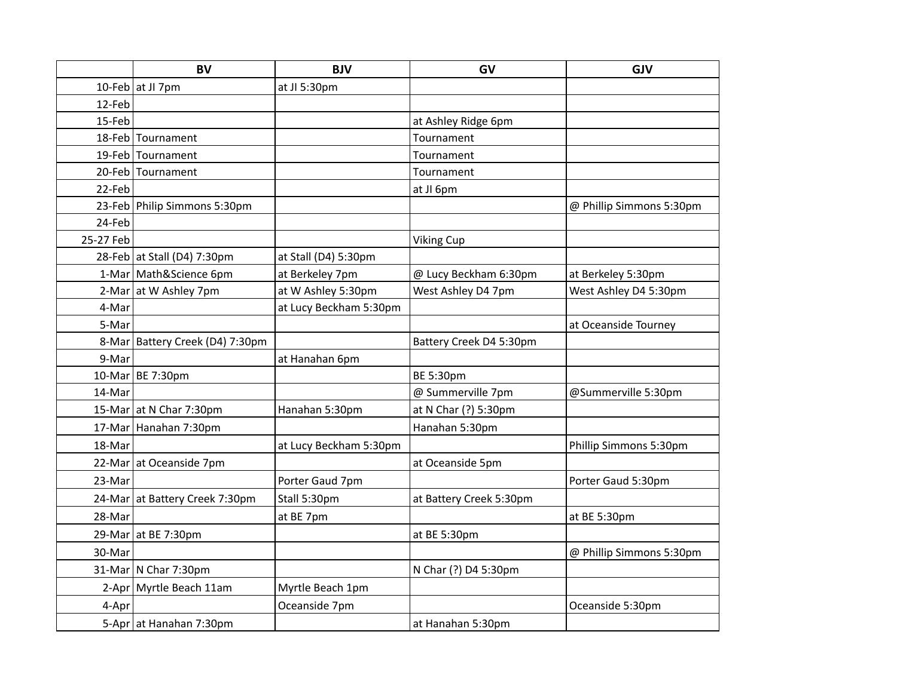| | BV | BJV | GV | GJV |
|---|---|---|---|---|
| 10-Feb | at JI 7pm | at JI 5:30pm | | |
| 12-Feb | | | | |
| 15-Feb | | | at Ashley Ridge 6pm | |
| 18-Feb | Tournament | | Tournament | |
| 19-Feb | Tournament | | Tournament | |
| 20-Feb | Tournament | | Tournament | |
| 22-Feb | | | at JI 6pm | |
| 23-Feb | Philip Simmons 5:30pm | | | @ Phillip Simmons 5:30pm |
| 24-Feb | | | | |
| 25-27 Feb | | | Viking Cup | |
| 28-Feb | at Stall (D4) 7:30pm | at Stall (D4) 5:30pm | | |
| 1-Mar | Math&Science 6pm | at Berkeley 7pm | @ Lucy Beckham 6:30pm | at Berkeley 5:30pm |
| 2-Mar | at W Ashley 7pm | at W Ashley 5:30pm | West Ashley D4 7pm | West Ashley D4 5:30pm |
| 4-Mar | | at Lucy Beckham 5:30pm | | |
| 5-Mar | | | | at Oceanside Tourney |
| 8-Mar | Battery Creek (D4) 7:30pm | | Battery Creek D4 5:30pm | |
| 9-Mar | | at Hanahan 6pm | | |
| 10-Mar | BE 7:30pm | | BE 5:30pm | |
| 14-Mar | | | @ Summerville 7pm | @Summerville 5:30pm |
| 15-Mar | at N Char 7:30pm | Hanahan 5:30pm | at N Char (?) 5:30pm | |
| 17-Mar | Hanahan 7:30pm | | Hanahan 5:30pm | |
| 18-Mar | | at Lucy Beckham 5:30pm | | Phillip Simmons 5:30pm |
| 22-Mar | at Oceanside 7pm | | at Oceanside 5pm | |
| 23-Mar | | Porter Gaud 7pm | | Porter Gaud 5:30pm |
| 24-Mar | at Battery Creek 7:30pm | Stall 5:30pm | at Battery Creek 5:30pm | |
| 28-Mar | | at BE 7pm | | at BE 5:30pm |
| 29-Mar | at BE 7:30pm | | at BE 5:30pm | |
| 30-Mar | | | | @ Phillip Simmons 5:30pm |
| 31-Mar | N Char 7:30pm | | N Char (?) D4 5:30pm | |
| 2-Apr | Myrtle Beach 11am | Myrtle Beach 1pm | | |
| 4-Apr | | Oceanside 7pm | | Oceanside 5:30pm |
| 5-Apr | at Hanahan 7:30pm | | at Hanahan 5:30pm | |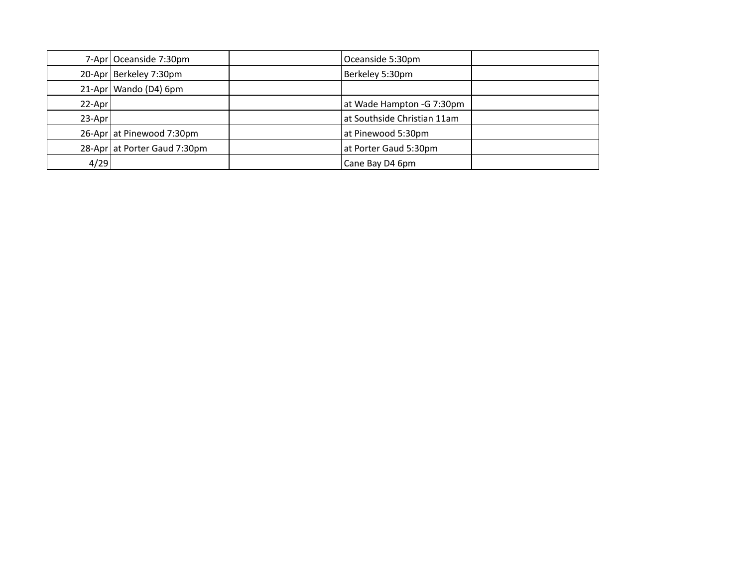| | | | | |
|---|---|---|---|---|
| 7-Apr | Oceanside 7:30pm | | Oceanside 5:30pm | |
| 20-Apr | Berkeley 7:30pm | | Berkeley 5:30pm | |
| 21-Apr | Wando (D4) 6pm | | | |
| 22-Apr | | | at Wade Hampton -G 7:30pm | |
| 23-Apr | | | at Southside Christian 11am | |
| 26-Apr | at Pinewood 7:30pm | | at Pinewood 5:30pm | |
| 28-Apr | at Porter Gaud 7:30pm | | at Porter Gaud 5:30pm | |
| 4/29 | | | Cane Bay D4 6pm | |